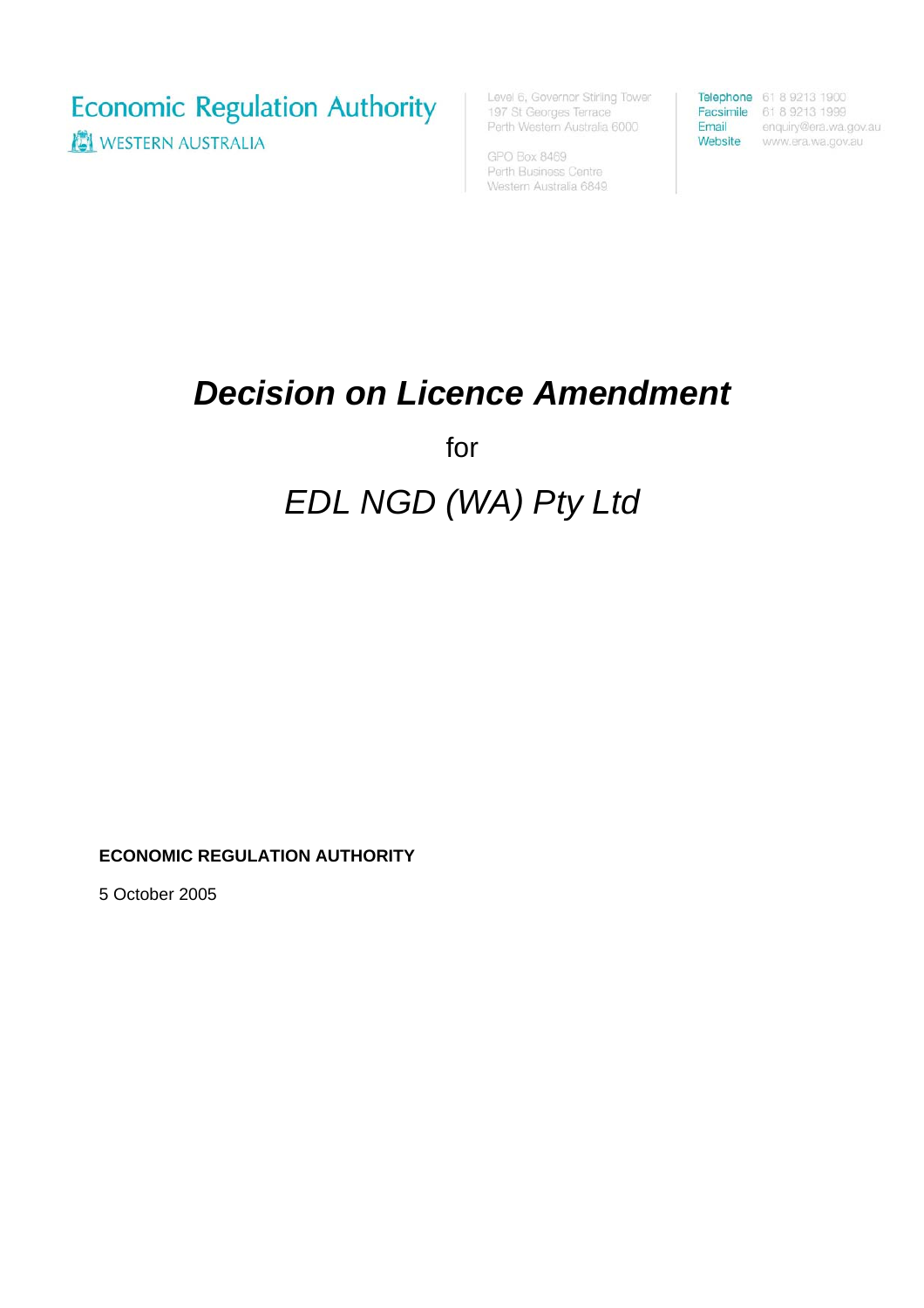Economic Regulation Authority
WESTERN AUSTRALIA

Level 6, Governor Stirling Tower
197 St Georges Terrace
Perth Western Australia 6000

GPO Box 8469
Perth Business Centre
Western Australia 6849

Telephone 61 8 9213 1900
Facsimile 61 8 9213 1999
Email enquiry@era.wa.gov.au
Website www.era.wa.gov.au

# *Decision on Licence Amendment*

for

## *EDL NGD (WA) Pty Ltd*

**ECONOMIC REGULATION AUTHORITY**

5 October 2005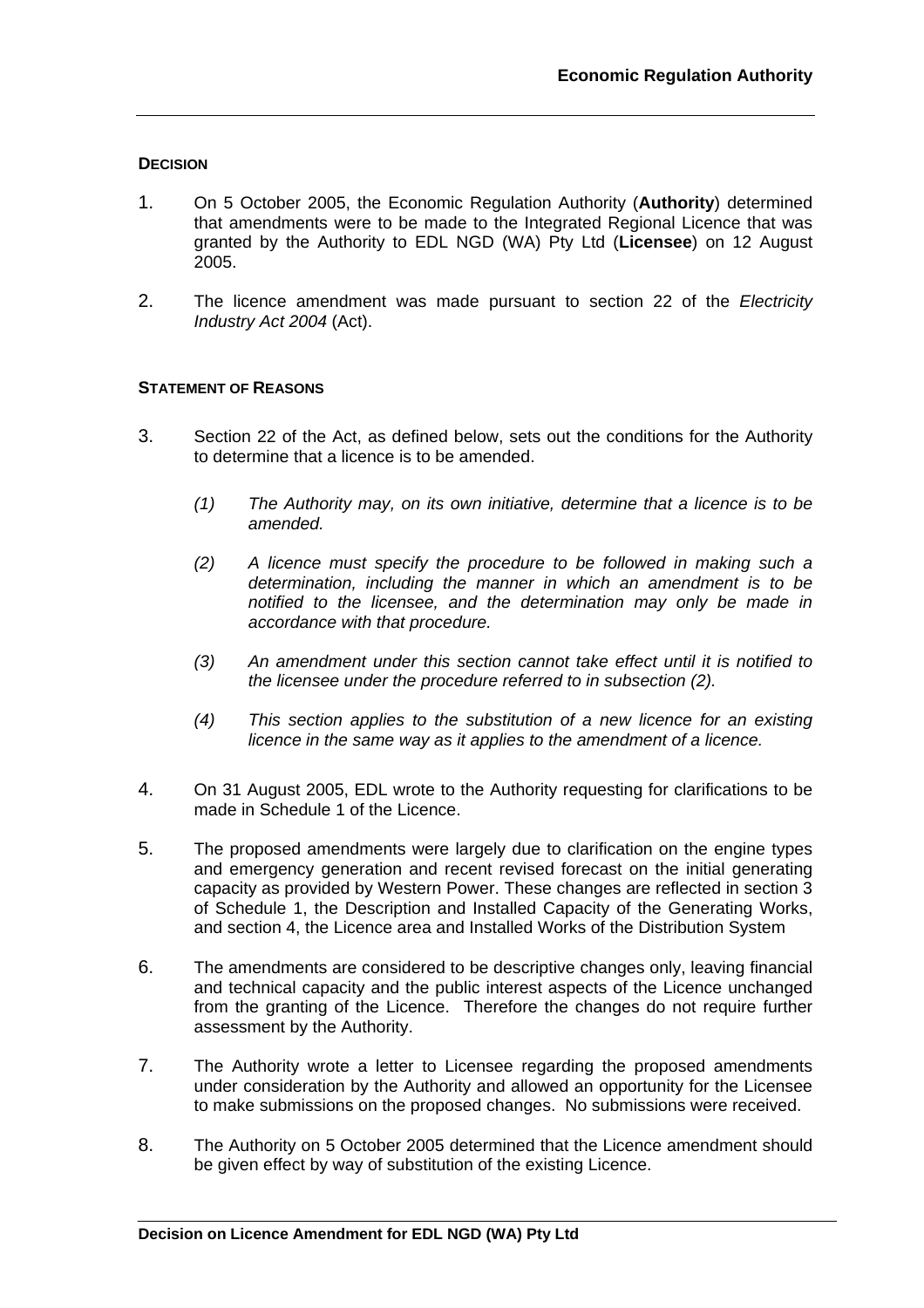**DECISION**

1. On 5 October 2005, the Economic Regulation Authority (**Authority**) determined that amendments were to be made to the Integrated Regional Licence that was granted by the Authority to EDL NGD (WA) Pty Ltd (**Licensee**) on 12 August 2005.

2. The licence amendment was made pursuant to section 22 of the *Electricity Industry Act 2004* (Act).

**STATEMENT OF REASONS**

3. Section 22 of the Act, as defined below, sets out the conditions for the Authority to determine that a licence is to be amended.

   *(1) The Authority may, on its own initiative, determine that a licence is to be amended.*

   *(2) A licence must specify the procedure to be followed in making such a determination, including the manner in which an amendment is to be notified to the licensee, and the determination may only be made in accordance with that procedure.*

   *(3) An amendment under this section cannot take effect until it is notified to the licensee under the procedure referred to in subsection (2).*

   *(4) This section applies to the substitution of a new licence for an existing licence in the same way as it applies to the amendment of a licence.*

4. On 31 August 2005, EDL wrote to the Authority requesting for clarifications to be made in Schedule 1 of the Licence.

5. The proposed amendments were largely due to clarification on the engine types and emergency generation and recent revised forecast on the initial generating capacity as provided by Western Power. These changes are reflected in section 3 of Schedule 1, the Description and Installed Capacity of the Generating Works, and section 4, the Licence area and Installed Works of the Distribution System

6. The amendments are considered to be descriptive changes only, leaving financial and technical capacity and the public interest aspects of the Licence unchanged from the granting of the Licence. Therefore the changes do not require further assessment by the Authority.

7. The Authority wrote a letter to Licensee regarding the proposed amendments under consideration by the Authority and allowed an opportunity for the Licensee to make submissions on the proposed changes. No submissions were received.

8. The Authority on 5 October 2005 determined that the Licence amendment should be given effect by way of substitution of the existing Licence.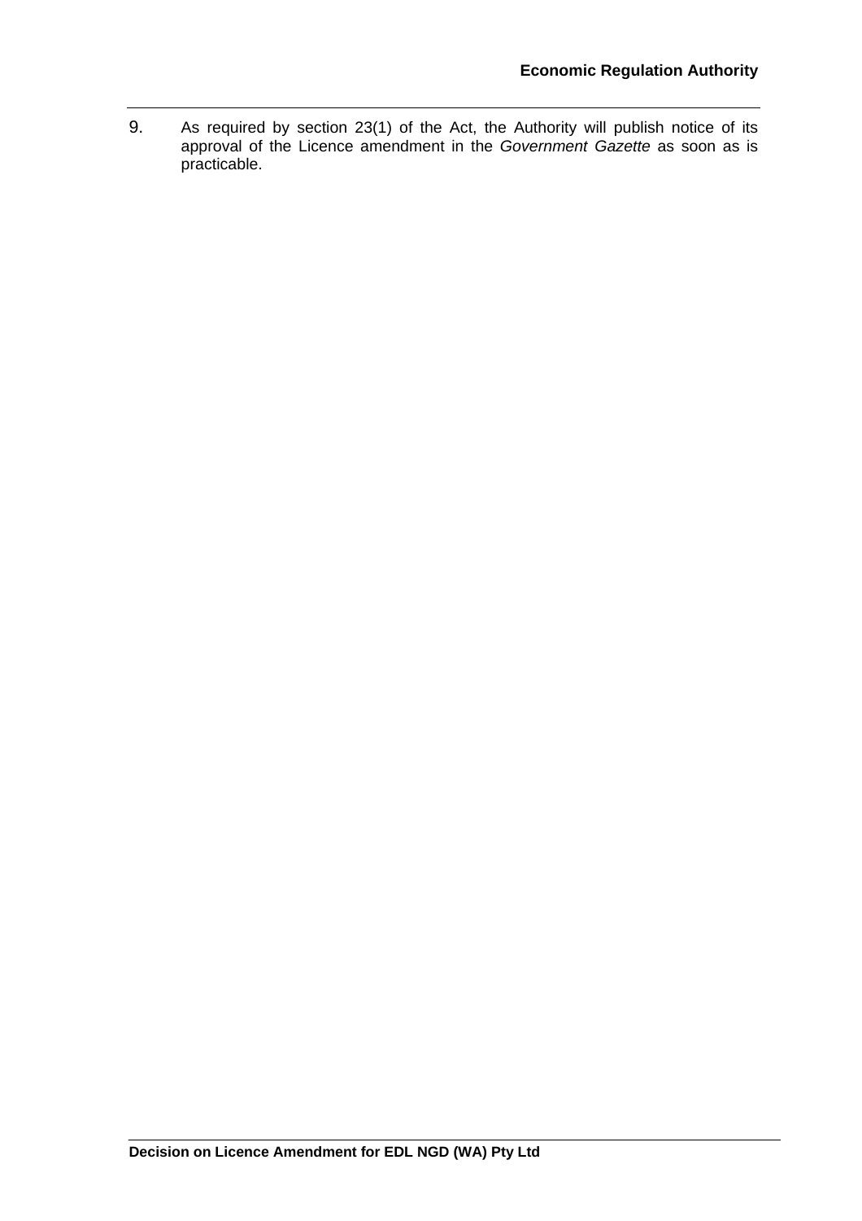9. As required by section 23(1) of the Act, the Authority will publish notice of its approval of the Licence amendment in the *Government Gazette* as soon as is practicable.